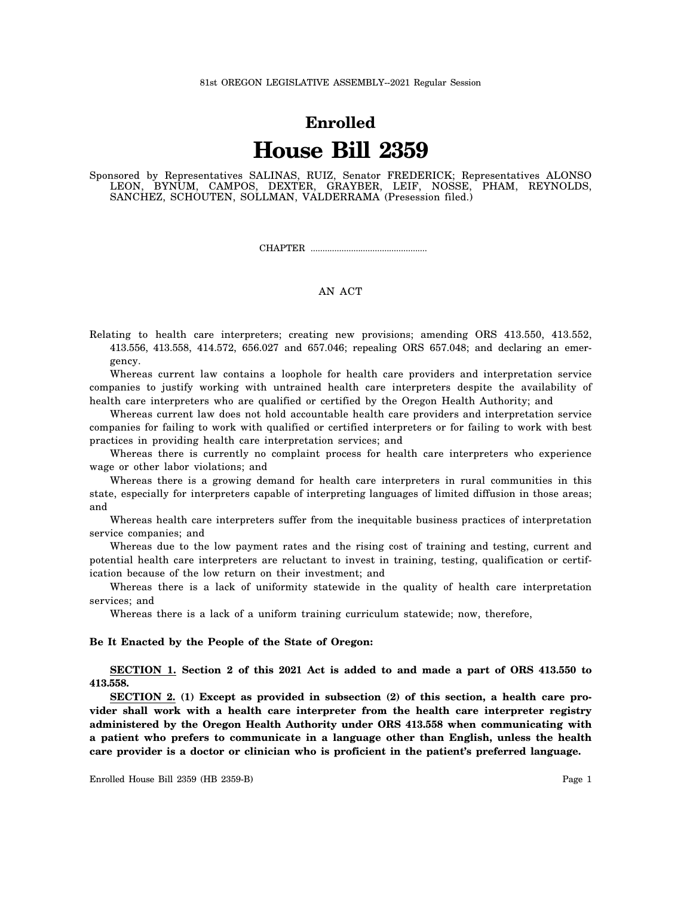81st OREGON LEGISLATIVE ASSEMBLY--2021 Regular Session

# Enrolled
# House Bill 2359

Sponsored by Representatives SALINAS, RUIZ, Senator FREDERICK; Representatives ALONSO LEON, BYNUM, CAMPOS, DEXTER, GRAYBER, LEIF, NOSSE, PHAM, REYNOLDS, SANCHEZ, SCHOUTEN, SOLLMAN, VALDERRAMA (Presession filed.)

CHAPTER .................................................

AN ACT

Relating to health care interpreters; creating new provisions; amending ORS 413.550, 413.552, 413.556, 413.558, 414.572, 656.027 and 657.046; repealing ORS 657.048; and declaring an emergency.

Whereas current law contains a loophole for health care providers and interpretation service companies to justify working with untrained health care interpreters despite the availability of health care interpreters who are qualified or certified by the Oregon Health Authority; and

Whereas current law does not hold accountable health care providers and interpretation service companies for failing to work with qualified or certified interpreters or for failing to work with best practices in providing health care interpretation services; and

Whereas there is currently no complaint process for health care interpreters who experience wage or other labor violations; and

Whereas there is a growing demand for health care interpreters in rural communities in this state, especially for interpreters capable of interpreting languages of limited diffusion in those areas; and

Whereas health care interpreters suffer from the inequitable business practices of interpretation service companies; and

Whereas due to the low payment rates and the rising cost of training and testing, current and potential health care interpreters are reluctant to invest in training, testing, qualification or certification because of the low return on their investment; and

Whereas there is a lack of uniformity statewide in the quality of health care interpretation services; and

Whereas there is a lack of a uniform training curriculum statewide; now, therefore,

**Be It Enacted by the People of the State of Oregon:**

**SECTION 1. Section 2 of this 2021 Act is added to and made a part of ORS 413.550 to 413.558.**

**SECTION 2. (1) Except as provided in subsection (2) of this section, a health care provider shall work with a health care interpreter from the health care interpreter registry administered by the Oregon Health Authority under ORS 413.558 when communicating with a patient who prefers to communicate in a language other than English, unless the health care provider is a doctor or clinician who is proficient in the patient's preferred language.**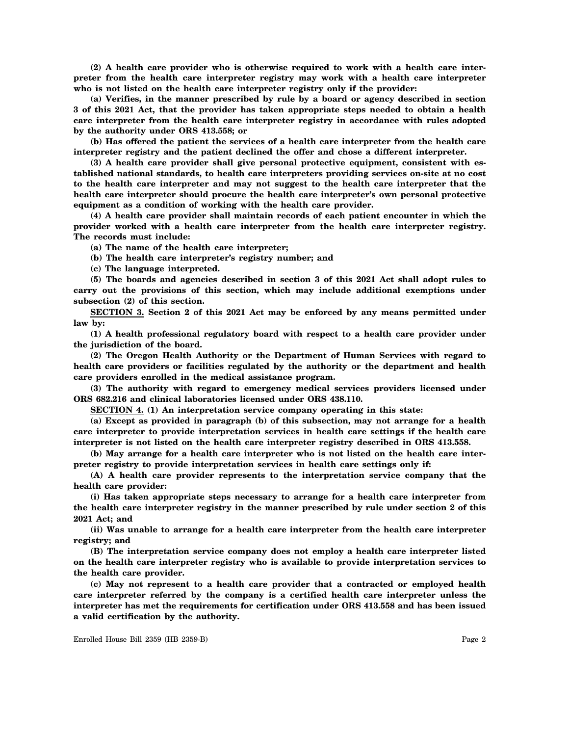**(2) A health care provider who is otherwise required to work with a health care interpreter from the health care interpreter registry may work with a health care interpreter who is not listed on the health care interpreter registry only if the provider:**

**(a) Verifies, in the manner prescribed by rule by a board or agency described in section 3 of this 2021 Act, that the provider has taken appropriate steps needed to obtain a health care interpreter from the health care interpreter registry in accordance with rules adopted by the authority under ORS 413.558; or**

**(b) Has offered the patient the services of a health care interpreter from the health care interpreter registry and the patient declined the offer and chose a different interpreter.**

**(3) A health care provider shall give personal protective equipment, consistent with established national standards, to health care interpreters providing services on-site at no cost to the health care interpreter and may not suggest to the health care interpreter that the health care interpreter should procure the health care interpreter's own personal protective equipment as a condition of working with the health care provider.**

**(4) A health care provider shall maintain records of each patient encounter in which the provider worked with a health care interpreter from the health care interpreter registry. The records must include:**

**(a) The name of the health care interpreter;**

**(b) The health care interpreter's registry number; and**

**(c) The language interpreted.**

**(5) The boards and agencies described in section 3 of this 2021 Act shall adopt rules to carry out the provisions of this section, which may include additional exemptions under subsection (2) of this section.**

**SECTION 3. Section 2 of this 2021 Act may be enforced by any means permitted under law by:**

**(1) A health professional regulatory board with respect to a health care provider under the jurisdiction of the board.**

**(2) The Oregon Health Authority or the Department of Human Services with regard to health care providers or facilities regulated by the authority or the department and health care providers enrolled in the medical assistance program.**

**(3) The authority with regard to emergency medical services providers licensed under ORS 682.216 and clinical laboratories licensed under ORS 438.110.**

**SECTION 4. (1) An interpretation service company operating in this state:**

**(a) Except as provided in paragraph (b) of this subsection, may not arrange for a health care interpreter to provide interpretation services in health care settings if the health care interpreter is not listed on the health care interpreter registry described in ORS 413.558.**

**(b) May arrange for a health care interpreter who is not listed on the health care interpreter registry to provide interpretation services in health care settings only if:**

**(A) A health care provider represents to the interpretation service company that the health care provider:**

**(i) Has taken appropriate steps necessary to arrange for a health care interpreter from the health care interpreter registry in the manner prescribed by rule under section 2 of this 2021 Act; and**

**(ii) Was unable to arrange for a health care interpreter from the health care interpreter registry; and**

**(B) The interpretation service company does not employ a health care interpreter listed on the health care interpreter registry who is available to provide interpretation services to the health care provider.**

**(c) May not represent to a health care provider that a contracted or employed health care interpreter referred by the company is a certified health care interpreter unless the interpreter has met the requirements for certification under ORS 413.558 and has been issued a valid certification by the authority.**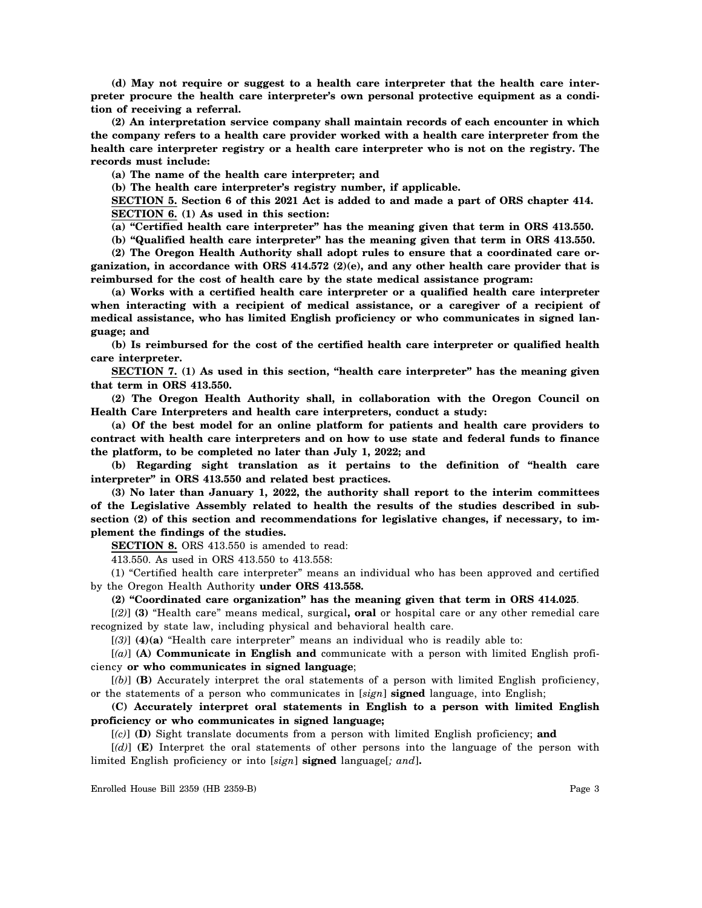**(d) May not require or suggest to a health care interpreter that the health care interpreter procure the health care interpreter's own personal protective equipment as a condition of receiving a referral.**

**(2) An interpretation service company shall maintain records of each encounter in which the company refers to a health care provider worked with a health care interpreter from the health care interpreter registry or a health care interpreter who is not on the registry. The records must include:**

**(a) The name of the health care interpreter; and**

**(b) The health care interpreter's registry number, if applicable.**

**SECTION 5. Section 6 of this 2021 Act is added to and made a part of ORS chapter 414.**

**SECTION 6. (1) As used in this section:**

**(a) "Certified health care interpreter" has the meaning given that term in ORS 413.550.**

**(b) "Qualified health care interpreter" has the meaning given that term in ORS 413.550.**

**(2) The Oregon Health Authority shall adopt rules to ensure that a coordinated care organization, in accordance with ORS 414.572 (2)(e), and any other health care provider that is reimbursed for the cost of health care by the state medical assistance program:**

**(a) Works with a certified health care interpreter or a qualified health care interpreter when interacting with a recipient of medical assistance, or a caregiver of a recipient of medical assistance, who has limited English proficiency or who communicates in signed language; and**

**(b) Is reimbursed for the cost of the certified health care interpreter or qualified health care interpreter.**

**SECTION 7. (1) As used in this section, "health care interpreter" has the meaning given that term in ORS 413.550.**

**(2) The Oregon Health Authority shall, in collaboration with the Oregon Council on Health Care Interpreters and health care interpreters, conduct a study:**

**(a) Of the best model for an online platform for patients and health care providers to contract with health care interpreters and on how to use state and federal funds to finance the platform, to be completed no later than July 1, 2022; and**

**(b) Regarding sight translation as it pertains to the definition of "health care interpreter" in ORS 413.550 and related best practices.**

**(3) No later than January 1, 2022, the authority shall report to the interim committees of the Legislative Assembly related to health the results of the studies described in subsection (2) of this section and recommendations for legislative changes, if necessary, to implement the findings of the studies.**

**SECTION 8.** ORS 413.550 is amended to read:

413.550. As used in ORS 413.550 to 413.558:

(1) "Certified health care interpreter" means an individual who has been approved and certified by the Oregon Health Authority **under ORS 413.558.**

**(2) "Coordinated care organization" has the meaning given that term in ORS 414.025**.

[*(2)*] **(3)** "Health care" means medical, surgical**, oral** or hospital care or any other remedial care recognized by state law, including physical and behavioral health care.

[*(3)*] **(4)(a)** "Health care interpreter" means an individual who is readily able to:

[*(a)*] **(A) Communicate in English and** communicate with a person with limited English proficiency **or who communicates in signed language**;

[*(b)*] **(B)** Accurately interpret the oral statements of a person with limited English proficiency, or the statements of a person who communicates in [*sign*] **signed** language, into English;

**(C) Accurately interpret oral statements in English to a person with limited English proficiency or who communicates in signed language;**

[*(c)*] **(D)** Sight translate documents from a person with limited English proficiency; **and**

[*(d)*] **(E)** Interpret the oral statements of other persons into the language of the person with limited English proficiency or into [*sign*] **signed** language[*; and*]**.**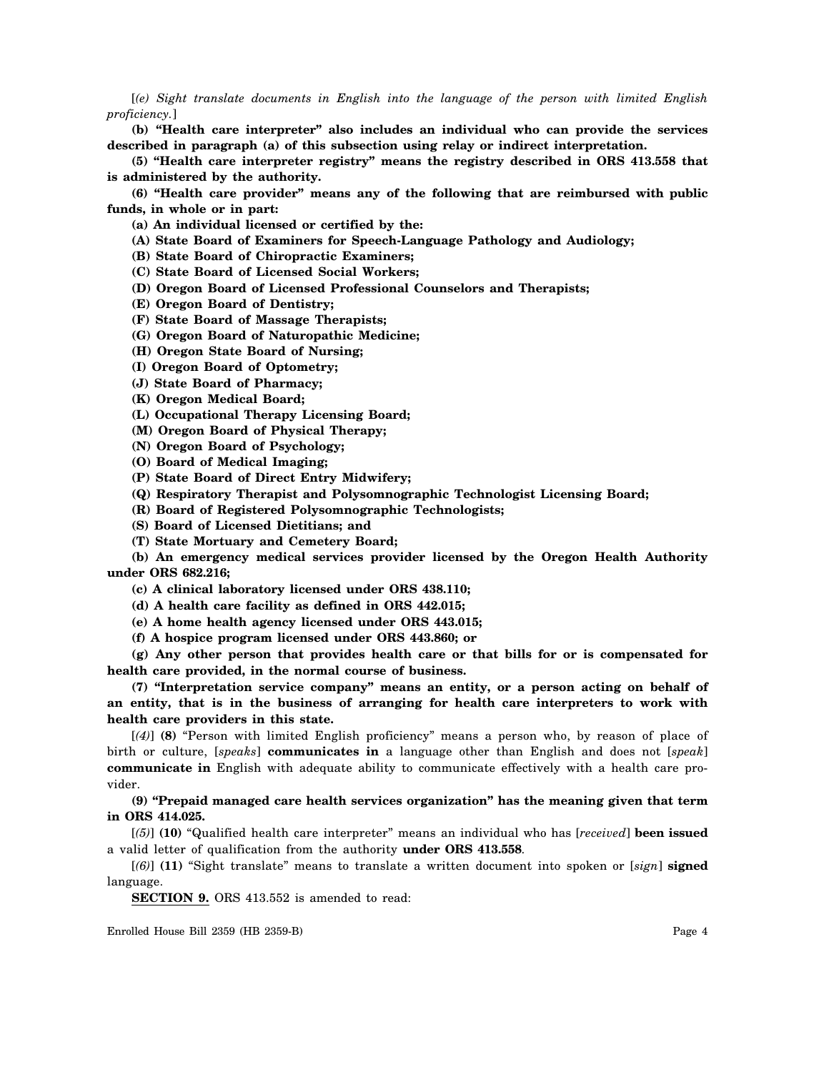[*(e) Sight translate documents in English into the language of the person with limited English proficiency.*]

**(b) "Health care interpreter" also includes an individual who can provide the services described in paragraph (a) of this subsection using relay or indirect interpretation.**

**(5) "Health care interpreter registry" means the registry described in ORS 413.558 that is administered by the authority.**

**(6) "Health care provider" means any of the following that are reimbursed with public funds, in whole or in part:**

**(a) An individual licensed or certified by the:**

**(A) State Board of Examiners for Speech-Language Pathology and Audiology;**

**(B) State Board of Chiropractic Examiners;**

**(C) State Board of Licensed Social Workers;**

**(D) Oregon Board of Licensed Professional Counselors and Therapists;**

**(E) Oregon Board of Dentistry;**

**(F) State Board of Massage Therapists;**

**(G) Oregon Board of Naturopathic Medicine;**

**(H) Oregon State Board of Nursing;**

**(I) Oregon Board of Optometry;**

**(J) State Board of Pharmacy;**

**(K) Oregon Medical Board;**

**(L) Occupational Therapy Licensing Board;**

**(M) Oregon Board of Physical Therapy;**

**(N) Oregon Board of Psychology;**

**(O) Board of Medical Imaging;**

**(P) State Board of Direct Entry Midwifery;**

**(Q) Respiratory Therapist and Polysomnographic Technologist Licensing Board;**

**(R) Board of Registered Polysomnographic Technologists;**

**(S) Board of Licensed Dietitians; and**

**(T) State Mortuary and Cemetery Board;**

**(b) An emergency medical services provider licensed by the Oregon Health Authority under ORS 682.216;**

**(c) A clinical laboratory licensed under ORS 438.110;**

**(d) A health care facility as defined in ORS 442.015;**

**(e) A home health agency licensed under ORS 443.015;**

**(f) A hospice program licensed under ORS 443.860; or**

**(g) Any other person that provides health care or that bills for or is compensated for health care provided, in the normal course of business.**

**(7) "Interpretation service company" means an entity, or a person acting on behalf of an entity, that is in the business of arranging for health care interpreters to work with health care providers in this state.**

[*(4)*] **(8)** "Person with limited English proficiency" means a person who, by reason of place of birth or culture, [*speaks*] **communicates in** a language other than English and does not [*speak*] **communicate in** English with adequate ability to communicate effectively with a health care provider.

**(9) "Prepaid managed care health services organization" has the meaning given that term in ORS 414.025.**

[*(5)*] **(10)** "Qualified health care interpreter" means an individual who has [*received*] **been issued** a valid letter of qualification from the authority **under ORS 413.558**.

[*(6)*] **(11)** "Sight translate" means to translate a written document into spoken or [*sign*] **signed** language.

**SECTION 9.** ORS 413.552 is amended to read: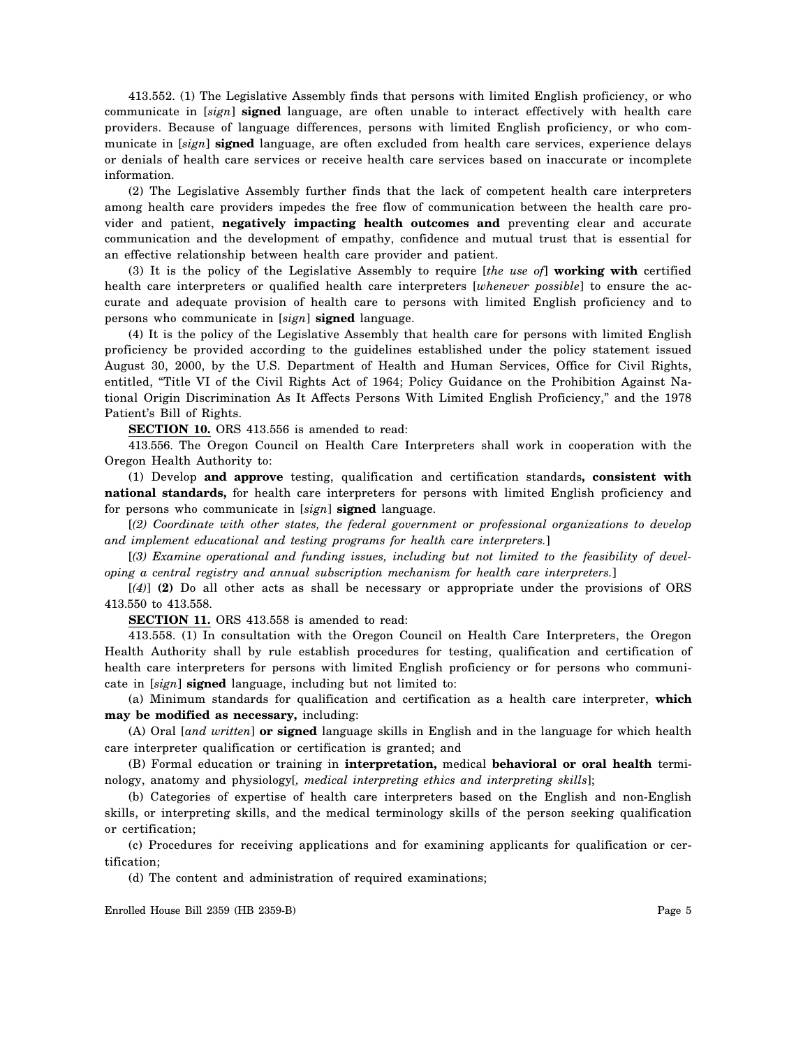413.552. (1) The Legislative Assembly finds that persons with limited English proficiency, or who communicate in [*sign*] **signed** language, are often unable to interact effectively with health care providers. Because of language differences, persons with limited English proficiency, or who communicate in [*sign*] **signed** language, are often excluded from health care services, experience delays or denials of health care services or receive health care services based on inaccurate or incomplete information.

(2) The Legislative Assembly further finds that the lack of competent health care interpreters among health care providers impedes the free flow of communication between the health care provider and patient, **negatively impacting health outcomes and** preventing clear and accurate communication and the development of empathy, confidence and mutual trust that is essential for an effective relationship between health care provider and patient.

(3) It is the policy of the Legislative Assembly to require [*the use of*] **working with** certified health care interpreters or qualified health care interpreters [*whenever possible*] to ensure the accurate and adequate provision of health care to persons with limited English proficiency and to persons who communicate in [*sign*] **signed** language.

(4) It is the policy of the Legislative Assembly that health care for persons with limited English proficiency be provided according to the guidelines established under the policy statement issued August 30, 2000, by the U.S. Department of Health and Human Services, Office for Civil Rights, entitled, "Title VI of the Civil Rights Act of 1964; Policy Guidance on the Prohibition Against National Origin Discrimination As It Affects Persons With Limited English Proficiency," and the 1978 Patient's Bill of Rights.

**SECTION 10.** ORS 413.556 is amended to read:

413.556. The Oregon Council on Health Care Interpreters shall work in cooperation with the Oregon Health Authority to:

(1) Develop **and approve** testing, qualification and certification standards**, consistent with national standards,** for health care interpreters for persons with limited English proficiency and for persons who communicate in [*sign*] **signed** language.

[*(2) Coordinate with other states, the federal government or professional organizations to develop and implement educational and testing programs for health care interpreters.*]

[*(3) Examine operational and funding issues, including but not limited to the feasibility of developing a central registry and annual subscription mechanism for health care interpreters.*]

[*(4)*] **(2)** Do all other acts as shall be necessary or appropriate under the provisions of ORS 413.550 to 413.558.

**SECTION 11.** ORS 413.558 is amended to read:

413.558. (1) In consultation with the Oregon Council on Health Care Interpreters, the Oregon Health Authority shall by rule establish procedures for testing, qualification and certification of health care interpreters for persons with limited English proficiency or for persons who communicate in [*sign*] **signed** language, including but not limited to:

(a) Minimum standards for qualification and certification as a health care interpreter, **which may be modified as necessary,** including:

(A) Oral [*and written*] **or signed** language skills in English and in the language for which health care interpreter qualification or certification is granted; and

(B) Formal education or training in **interpretation,** medical **behavioral or oral health** terminology, anatomy and physiology[*, medical interpreting ethics and interpreting skills*];

(b) Categories of expertise of health care interpreters based on the English and non-English skills, or interpreting skills, and the medical terminology skills of the person seeking qualification or certification;

(c) Procedures for receiving applications and for examining applicants for qualification or certification;

(d) The content and administration of required examinations;

Enrolled House Bill 2359 (HB 2359-B)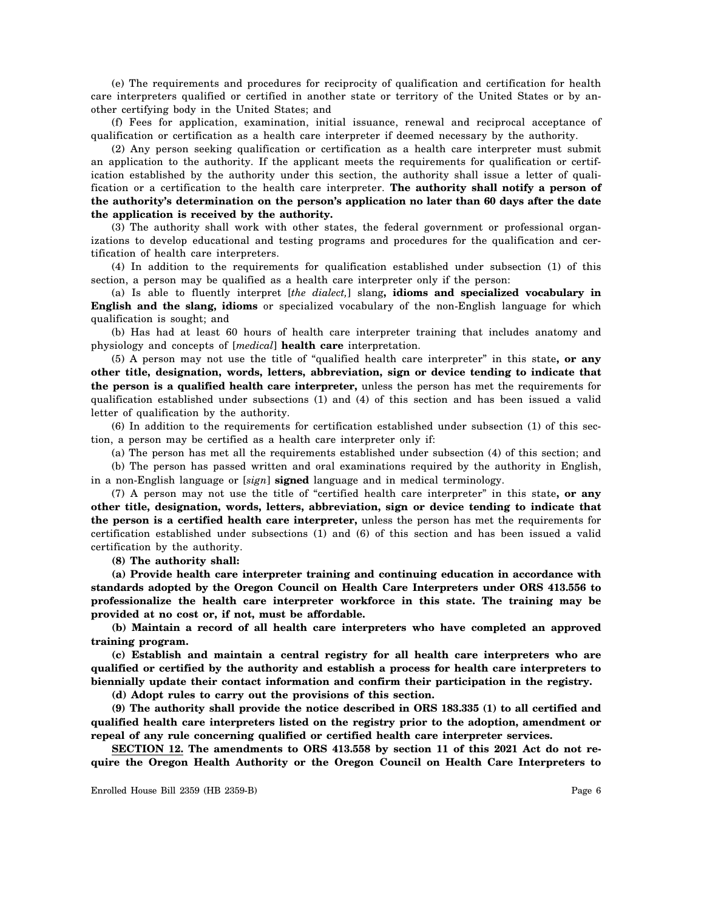(e) The requirements and procedures for reciprocity of qualification and certification for health care interpreters qualified or certified in another state or territory of the United States or by another certifying body in the United States; and

(f) Fees for application, examination, initial issuance, renewal and reciprocal acceptance of qualification or certification as a health care interpreter if deemed necessary by the authority.

(2) Any person seeking qualification or certification as a health care interpreter must submit an application to the authority. If the applicant meets the requirements for qualification or certification established by the authority under this section, the authority shall issue a letter of qualification or a certification to the health care interpreter. **The authority shall notify a person of the authority's determination on the person's application no later than 60 days after the date the application is received by the authority.**

(3) The authority shall work with other states, the federal government or professional organizations to develop educational and testing programs and procedures for the qualification and certification of health care interpreters.

(4) In addition to the requirements for qualification established under subsection (1) of this section, a person may be qualified as a health care interpreter only if the person:

(a) Is able to fluently interpret [*the dialect,*] slang**, idioms and specialized vocabulary in English and the slang, idioms** or specialized vocabulary of the non-English language for which qualification is sought; and

(b) Has had at least 60 hours of health care interpreter training that includes anatomy and physiology and concepts of [*medical*] **health care** interpretation.

(5) A person may not use the title of "qualified health care interpreter" in this state**, or any other title, designation, words, letters, abbreviation, sign or device tending to indicate that the person is a qualified health care interpreter,** unless the person has met the requirements for qualification established under subsections (1) and (4) of this section and has been issued a valid letter of qualification by the authority.

(6) In addition to the requirements for certification established under subsection (1) of this section, a person may be certified as a health care interpreter only if:

(a) The person has met all the requirements established under subsection (4) of this section; and

(b) The person has passed written and oral examinations required by the authority in English, in a non-English language or [*sign*] **signed** language and in medical terminology.

(7) A person may not use the title of "certified health care interpreter" in this state**, or any other title, designation, words, letters, abbreviation, sign or device tending to indicate that the person is a certified health care interpreter,** unless the person has met the requirements for certification established under subsections (1) and (6) of this section and has been issued a valid certification by the authority.

**(8) The authority shall:**

**(a) Provide health care interpreter training and continuing education in accordance with standards adopted by the Oregon Council on Health Care Interpreters under ORS 413.556 to professionalize the health care interpreter workforce in this state. The training may be provided at no cost or, if not, must be affordable.**

**(b) Maintain a record of all health care interpreters who have completed an approved training program.**

**(c) Establish and maintain a central registry for all health care interpreters who are qualified or certified by the authority and establish a process for health care interpreters to biennially update their contact information and confirm their participation in the registry.**

**(d) Adopt rules to carry out the provisions of this section.**

**(9) The authority shall provide the notice described in ORS 183.335 (1) to all certified and qualified health care interpreters listed on the registry prior to the adoption, amendment or repeal of any rule concerning qualified or certified health care interpreter services.**

**SECTION 12. The amendments to ORS 413.558 by section 11 of this 2021 Act do not require the Oregon Health Authority or the Oregon Council on Health Care Interpreters to**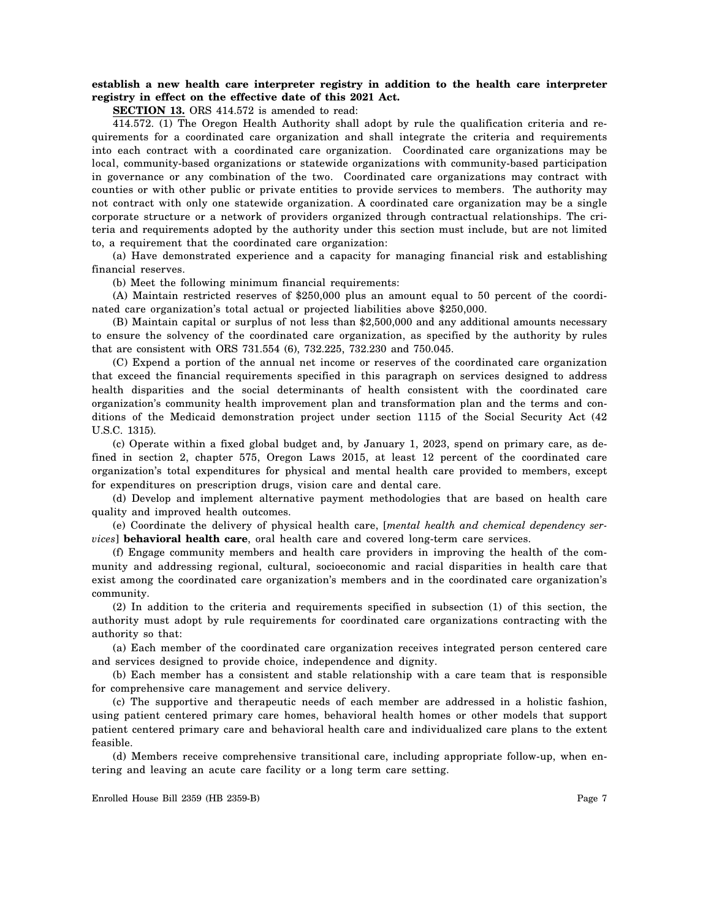**establish a new health care interpreter registry in addition to the health care interpreter registry in effect on the effective date of this 2021 Act.**

**SECTION 13.** ORS 414.572 is amended to read:

414.572. (1) The Oregon Health Authority shall adopt by rule the qualification criteria and requirements for a coordinated care organization and shall integrate the criteria and requirements into each contract with a coordinated care organization. Coordinated care organizations may be local, community-based organizations or statewide organizations with community-based participation in governance or any combination of the two. Coordinated care organizations may contract with counties or with other public or private entities to provide services to members. The authority may not contract with only one statewide organization. A coordinated care organization may be a single corporate structure or a network of providers organized through contractual relationships. The criteria and requirements adopted by the authority under this section must include, but are not limited to, a requirement that the coordinated care organization:

(a) Have demonstrated experience and a capacity for managing financial risk and establishing financial reserves.

(b) Meet the following minimum financial requirements:

(A) Maintain restricted reserves of $250,000 plus an amount equal to 50 percent of the coordinated care organization's total actual or projected liabilities above $250,000.

(B) Maintain capital or surplus of not less than $2,500,000 and any additional amounts necessary to ensure the solvency of the coordinated care organization, as specified by the authority by rules that are consistent with ORS 731.554 (6), 732.225, 732.230 and 750.045.

(C) Expend a portion of the annual net income or reserves of the coordinated care organization that exceed the financial requirements specified in this paragraph on services designed to address health disparities and the social determinants of health consistent with the coordinated care organization's community health improvement plan and transformation plan and the terms and conditions of the Medicaid demonstration project under section 1115 of the Social Security Act (42 U.S.C. 1315).

(c) Operate within a fixed global budget and, by January 1, 2023, spend on primary care, as defined in section 2, chapter 575, Oregon Laws 2015, at least 12 percent of the coordinated care organization's total expenditures for physical and mental health care provided to members, except for expenditures on prescription drugs, vision care and dental care.

(d) Develop and implement alternative payment methodologies that are based on health care quality and improved health outcomes.

(e) Coordinate the delivery of physical health care, [*mental health and chemical dependency services*] **behavioral health care**, oral health care and covered long-term care services.

(f) Engage community members and health care providers in improving the health of the community and addressing regional, cultural, socioeconomic and racial disparities in health care that exist among the coordinated care organization's members and in the coordinated care organization's community.

(2) In addition to the criteria and requirements specified in subsection (1) of this section, the authority must adopt by rule requirements for coordinated care organizations contracting with the authority so that:

(a) Each member of the coordinated care organization receives integrated person centered care and services designed to provide choice, independence and dignity.

(b) Each member has a consistent and stable relationship with a care team that is responsible for comprehensive care management and service delivery.

(c) The supportive and therapeutic needs of each member are addressed in a holistic fashion, using patient centered primary care homes, behavioral health homes or other models that support patient centered primary care and behavioral health care and individualized care plans to the extent feasible.

(d) Members receive comprehensive transitional care, including appropriate follow-up, when entering and leaving an acute care facility or a long term care setting.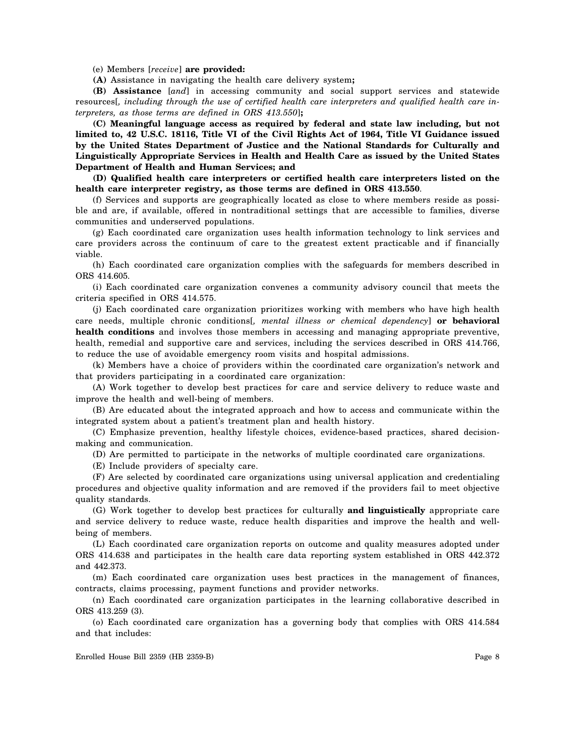(e) Members [*receive*] **are provided:**

**(A)** Assistance in navigating the health care delivery system**;**

**(B) Assistance** [*and*] in accessing community and social support services and statewide resources[*, including through the use of certified health care interpreters and qualified health care interpreters, as those terms are defined in ORS 413.550*]**;**

**(C) Meaningful language access as required by federal and state law including, but not limited to, 42 U.S.C. 18116, Title VI of the Civil Rights Act of 1964, Title VI Guidance issued by the United States Department of Justice and the National Standards for Culturally and Linguistically Appropriate Services in Health and Health Care as issued by the United States Department of Health and Human Services; and**

**(D) Qualified health care interpreters or certified health care interpreters listed on the health care interpreter registry, as those terms are defined in ORS 413.550**.

(f) Services and supports are geographically located as close to where members reside as possible and are, if available, offered in nontraditional settings that are accessible to families, diverse communities and underserved populations.

(g) Each coordinated care organization uses health information technology to link services and care providers across the continuum of care to the greatest extent practicable and if financially viable.

(h) Each coordinated care organization complies with the safeguards for members described in ORS 414.605.

(i) Each coordinated care organization convenes a community advisory council that meets the criteria specified in ORS 414.575.

(j) Each coordinated care organization prioritizes working with members who have high health care needs, multiple chronic conditions[*, mental illness or chemical dependency*] **or behavioral health conditions** and involves those members in accessing and managing appropriate preventive, health, remedial and supportive care and services, including the services described in ORS 414.766, to reduce the use of avoidable emergency room visits and hospital admissions.

(k) Members have a choice of providers within the coordinated care organization's network and that providers participating in a coordinated care organization:

(A) Work together to develop best practices for care and service delivery to reduce waste and improve the health and well-being of members.

(B) Are educated about the integrated approach and how to access and communicate within the integrated system about a patient's treatment plan and health history.

(C) Emphasize prevention, healthy lifestyle choices, evidence-based practices, shared decision-making and communication.

(D) Are permitted to participate in the networks of multiple coordinated care organizations.

(E) Include providers of specialty care.

(F) Are selected by coordinated care organizations using universal application and credentialing procedures and objective quality information and are removed if the providers fail to meet objective quality standards.

(G) Work together to develop best practices for culturally **and linguistically** appropriate care and service delivery to reduce waste, reduce health disparities and improve the health and well-being of members.

(L) Each coordinated care organization reports on outcome and quality measures adopted under ORS 414.638 and participates in the health care data reporting system established in ORS 442.372 and 442.373.

(m) Each coordinated care organization uses best practices in the management of finances, contracts, claims processing, payment functions and provider networks.

(n) Each coordinated care organization participates in the learning collaborative described in ORS 413.259 (3).

(o) Each coordinated care organization has a governing body that complies with ORS 414.584 and that includes: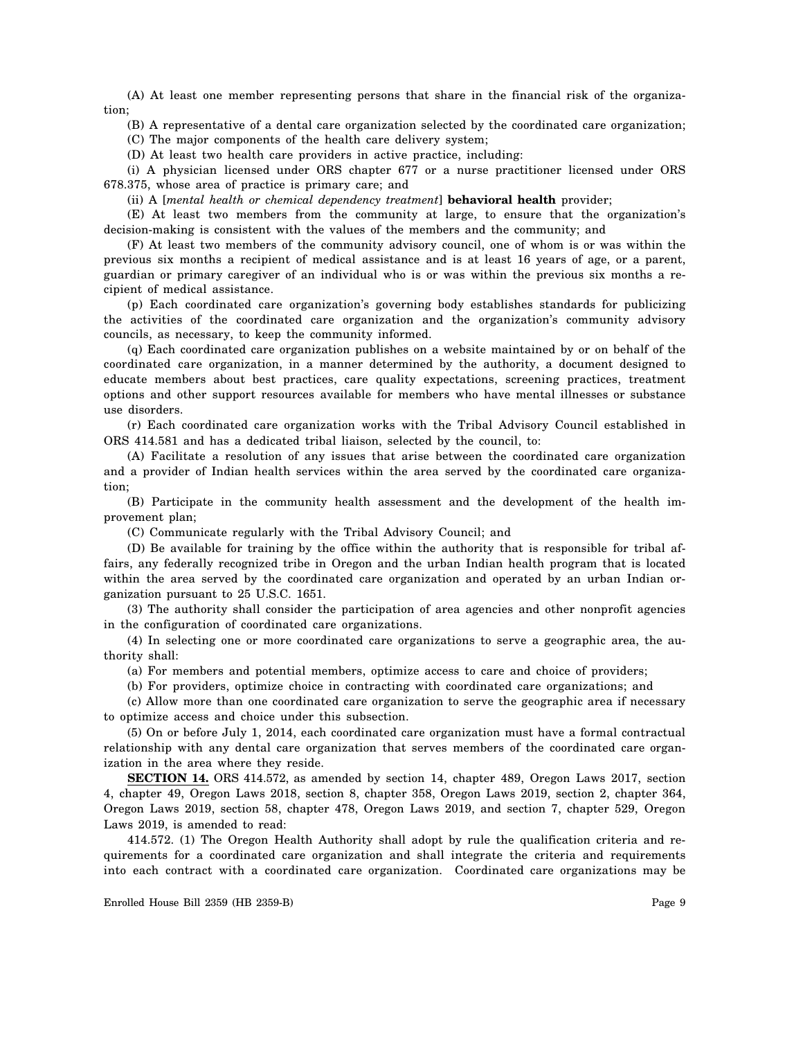(A) At least one member representing persons that share in the financial risk of the organization;

(B) A representative of a dental care organization selected by the coordinated care organization;

(C) The major components of the health care delivery system;

(D) At least two health care providers in active practice, including:

(i) A physician licensed under ORS chapter 677 or a nurse practitioner licensed under ORS 678.375, whose area of practice is primary care; and

(ii) A [*mental health or chemical dependency treatment*] **behavioral health** provider;

(E) At least two members from the community at large, to ensure that the organization's decision-making is consistent with the values of the members and the community; and

(F) At least two members of the community advisory council, one of whom is or was within the previous six months a recipient of medical assistance and is at least 16 years of age, or a parent, guardian or primary caregiver of an individual who is or was within the previous six months a recipient of medical assistance.

(p) Each coordinated care organization's governing body establishes standards for publicizing the activities of the coordinated care organization and the organization's community advisory councils, as necessary, to keep the community informed.

(q) Each coordinated care organization publishes on a website maintained by or on behalf of the coordinated care organization, in a manner determined by the authority, a document designed to educate members about best practices, care quality expectations, screening practices, treatment options and other support resources available for members who have mental illnesses or substance use disorders.

(r) Each coordinated care organization works with the Tribal Advisory Council established in ORS 414.581 and has a dedicated tribal liaison, selected by the council, to:

(A) Facilitate a resolution of any issues that arise between the coordinated care organization and a provider of Indian health services within the area served by the coordinated care organization;

(B) Participate in the community health assessment and the development of the health improvement plan;

(C) Communicate regularly with the Tribal Advisory Council; and

(D) Be available for training by the office within the authority that is responsible for tribal affairs, any federally recognized tribe in Oregon and the urban Indian health program that is located within the area served by the coordinated care organization and operated by an urban Indian organization pursuant to 25 U.S.C. 1651.

(3) The authority shall consider the participation of area agencies and other nonprofit agencies in the configuration of coordinated care organizations.

(4) In selecting one or more coordinated care organizations to serve a geographic area, the authority shall:

(a) For members and potential members, optimize access to care and choice of providers;

(b) For providers, optimize choice in contracting with coordinated care organizations; and

(c) Allow more than one coordinated care organization to serve the geographic area if necessary to optimize access and choice under this subsection.

(5) On or before July 1, 2014, each coordinated care organization must have a formal contractual relationship with any dental care organization that serves members of the coordinated care organization in the area where they reside.

**SECTION 14.** ORS 414.572, as amended by section 14, chapter 489, Oregon Laws 2017, section 4, chapter 49, Oregon Laws 2018, section 8, chapter 358, Oregon Laws 2019, section 2, chapter 364, Oregon Laws 2019, section 58, chapter 478, Oregon Laws 2019, and section 7, chapter 529, Oregon Laws 2019, is amended to read:

414.572. (1) The Oregon Health Authority shall adopt by rule the qualification criteria and requirements for a coordinated care organization and shall integrate the criteria and requirements into each contract with a coordinated care organization. Coordinated care organizations may be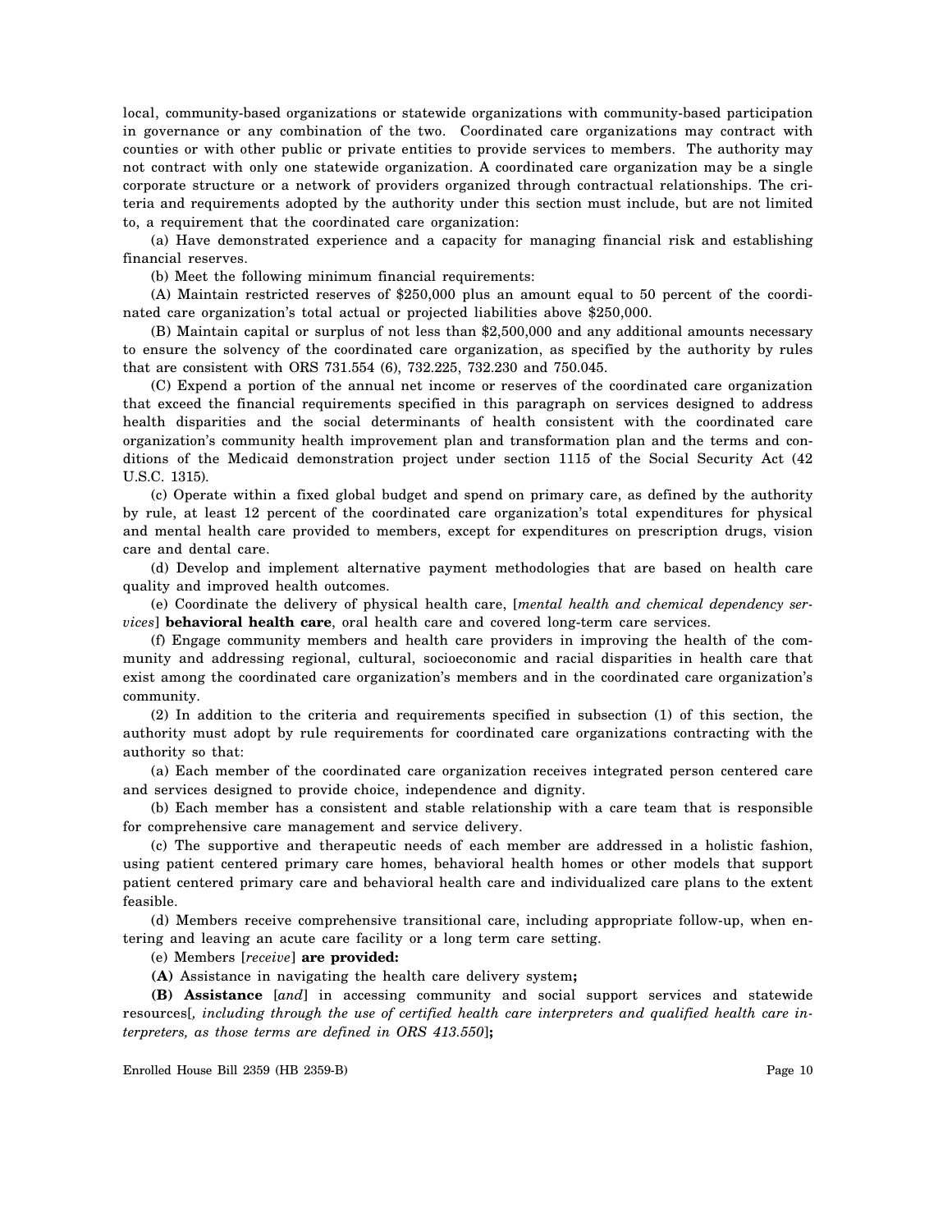local, community-based organizations or statewide organizations with community-based participation in governance or any combination of the two. Coordinated care organizations may contract with counties or with other public or private entities to provide services to members. The authority may not contract with only one statewide organization. A coordinated care organization may be a single corporate structure or a network of providers organized through contractual relationships. The criteria and requirements adopted by the authority under this section must include, but are not limited to, a requirement that the coordinated care organization:

(a) Have demonstrated experience and a capacity for managing financial risk and establishing financial reserves.

(b) Meet the following minimum financial requirements:

(A) Maintain restricted reserves of $250,000 plus an amount equal to 50 percent of the coordinated care organization's total actual or projected liabilities above $250,000.

(B) Maintain capital or surplus of not less than $2,500,000 and any additional amounts necessary to ensure the solvency of the coordinated care organization, as specified by the authority by rules that are consistent with ORS 731.554 (6), 732.225, 732.230 and 750.045.

(C) Expend a portion of the annual net income or reserves of the coordinated care organization that exceed the financial requirements specified in this paragraph on services designed to address health disparities and the social determinants of health consistent with the coordinated care organization's community health improvement plan and transformation plan and the terms and conditions of the Medicaid demonstration project under section 1115 of the Social Security Act (42 U.S.C. 1315).

(c) Operate within a fixed global budget and spend on primary care, as defined by the authority by rule, at least 12 percent of the coordinated care organization's total expenditures for physical and mental health care provided to members, except for expenditures on prescription drugs, vision care and dental care.

(d) Develop and implement alternative payment methodologies that are based on health care quality and improved health outcomes.

(e) Coordinate the delivery of physical health care, [*mental health and chemical dependency services*] **behavioral health care**, oral health care and covered long-term care services.

(f) Engage community members and health care providers in improving the health of the community and addressing regional, cultural, socioeconomic and racial disparities in health care that exist among the coordinated care organization's members and in the coordinated care organization's community.

(2) In addition to the criteria and requirements specified in subsection (1) of this section, the authority must adopt by rule requirements for coordinated care organizations contracting with the authority so that:

(a) Each member of the coordinated care organization receives integrated person centered care and services designed to provide choice, independence and dignity.

(b) Each member has a consistent and stable relationship with a care team that is responsible for comprehensive care management and service delivery.

(c) The supportive and therapeutic needs of each member are addressed in a holistic fashion, using patient centered primary care homes, behavioral health homes or other models that support patient centered primary care and behavioral health care and individualized care plans to the extent feasible.

(d) Members receive comprehensive transitional care, including appropriate follow-up, when entering and leaving an acute care facility or a long term care setting.

(e) Members [*receive*] **are provided:**

**(A)** Assistance in navigating the health care delivery system**;**

**(B) Assistance** [*and*] in accessing community and social support services and statewide resources[*, including through the use of certified health care interpreters and qualified health care interpreters, as those terms are defined in ORS 413.550*]**;**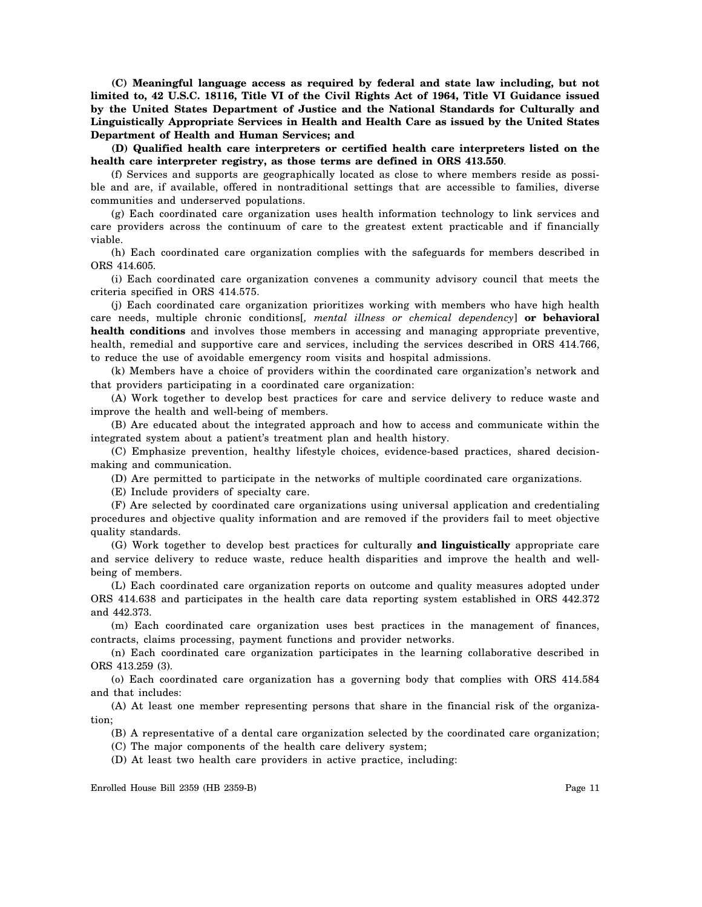**(C) Meaningful language access as required by federal and state law including, but not limited to, 42 U.S.C. 18116, Title VI of the Civil Rights Act of 1964, Title VI Guidance issued by the United States Department of Justice and the National Standards for Culturally and Linguistically Appropriate Services in Health and Health Care as issued by the United States Department of Health and Human Services; and**

**(D) Qualified health care interpreters or certified health care interpreters listed on the health care interpreter registry, as those terms are defined in ORS 413.550**.

(f) Services and supports are geographically located as close to where members reside as possible and are, if available, offered in nontraditional settings that are accessible to families, diverse communities and underserved populations.

(g) Each coordinated care organization uses health information technology to link services and care providers across the continuum of care to the greatest extent practicable and if financially viable.

(h) Each coordinated care organization complies with the safeguards for members described in ORS 414.605.

(i) Each coordinated care organization convenes a community advisory council that meets the criteria specified in ORS 414.575.

(j) Each coordinated care organization prioritizes working with members who have high health care needs, multiple chronic conditions[*, mental illness or chemical dependency*] **or behavioral health conditions** and involves those members in accessing and managing appropriate preventive, health, remedial and supportive care and services, including the services described in ORS 414.766, to reduce the use of avoidable emergency room visits and hospital admissions.

(k) Members have a choice of providers within the coordinated care organization's network and that providers participating in a coordinated care organization:

(A) Work together to develop best practices for care and service delivery to reduce waste and improve the health and well-being of members.

(B) Are educated about the integrated approach and how to access and communicate within the integrated system about a patient's treatment plan and health history.

(C) Emphasize prevention, healthy lifestyle choices, evidence-based practices, shared decision-making and communication.

(D) Are permitted to participate in the networks of multiple coordinated care organizations.

(E) Include providers of specialty care.

(F) Are selected by coordinated care organizations using universal application and credentialing procedures and objective quality information and are removed if the providers fail to meet objective quality standards.

(G) Work together to develop best practices for culturally **and linguistically** appropriate care and service delivery to reduce waste, reduce health disparities and improve the health and well-being of members.

(L) Each coordinated care organization reports on outcome and quality measures adopted under ORS 414.638 and participates in the health care data reporting system established in ORS 442.372 and 442.373.

(m) Each coordinated care organization uses best practices in the management of finances, contracts, claims processing, payment functions and provider networks.

(n) Each coordinated care organization participates in the learning collaborative described in ORS 413.259 (3).

(o) Each coordinated care organization has a governing body that complies with ORS 414.584 and that includes:

(A) At least one member representing persons that share in the financial risk of the organization;

(B) A representative of a dental care organization selected by the coordinated care organization;

(C) The major components of the health care delivery system;

(D) At least two health care providers in active practice, including: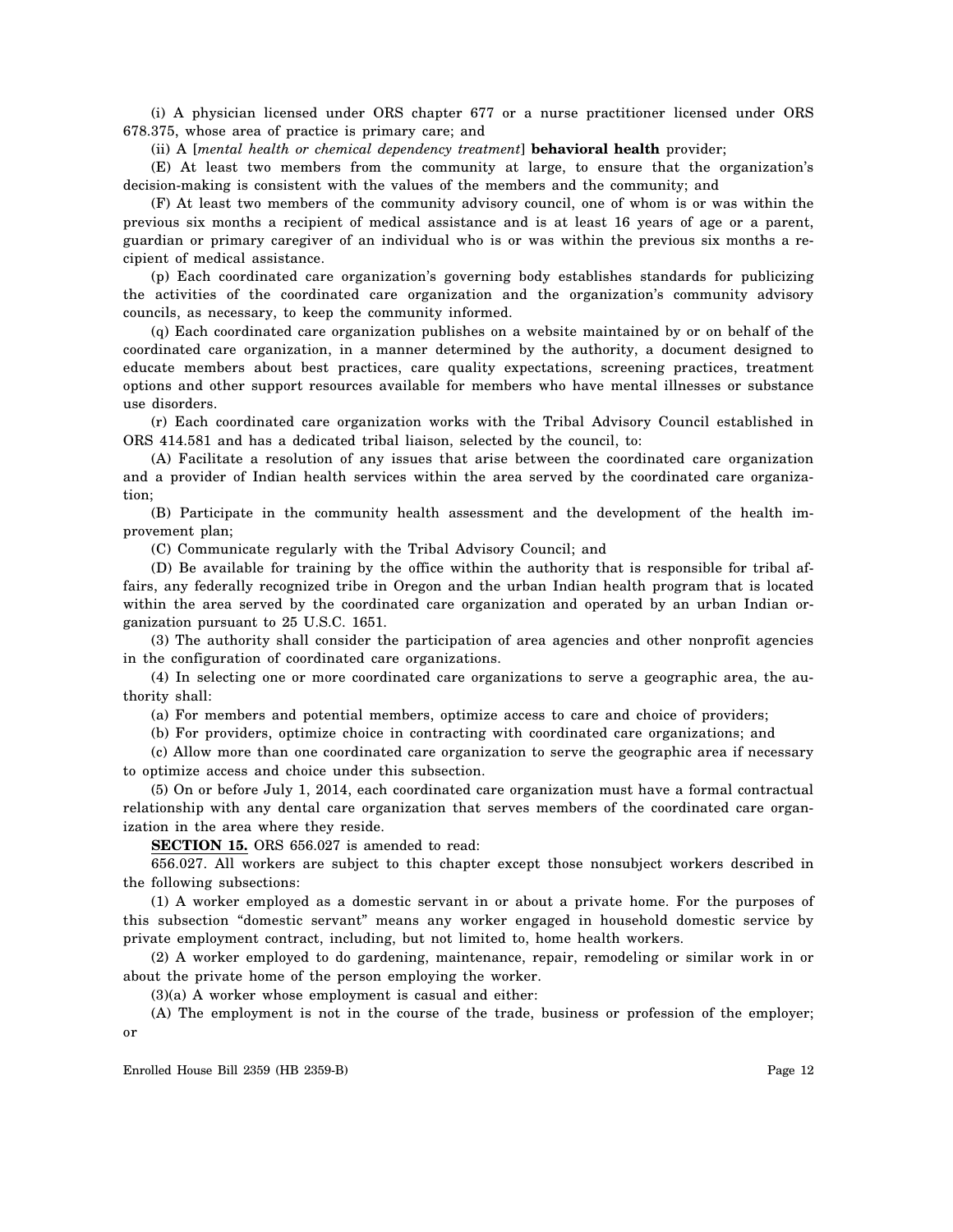(i) A physician licensed under ORS chapter 677 or a nurse practitioner licensed under ORS 678.375, whose area of practice is primary care; and

(ii) A [*mental health or chemical dependency treatment*] **behavioral health** provider;

(E) At least two members from the community at large, to ensure that the organization's decision-making is consistent with the values of the members and the community; and

(F) At least two members of the community advisory council, one of whom is or was within the previous six months a recipient of medical assistance and is at least 16 years of age or a parent, guardian or primary caregiver of an individual who is or was within the previous six months a recipient of medical assistance.

(p) Each coordinated care organization's governing body establishes standards for publicizing the activities of the coordinated care organization and the organization's community advisory councils, as necessary, to keep the community informed.

(q) Each coordinated care organization publishes on a website maintained by or on behalf of the coordinated care organization, in a manner determined by the authority, a document designed to educate members about best practices, care quality expectations, screening practices, treatment options and other support resources available for members who have mental illnesses or substance use disorders.

(r) Each coordinated care organization works with the Tribal Advisory Council established in ORS 414.581 and has a dedicated tribal liaison, selected by the council, to:

(A) Facilitate a resolution of any issues that arise between the coordinated care organization and a provider of Indian health services within the area served by the coordinated care organization;

(B) Participate in the community health assessment and the development of the health improvement plan;

(C) Communicate regularly with the Tribal Advisory Council; and

(D) Be available for training by the office within the authority that is responsible for tribal affairs, any federally recognized tribe in Oregon and the urban Indian health program that is located within the area served by the coordinated care organization and operated by an urban Indian organization pursuant to 25 U.S.C. 1651.

(3) The authority shall consider the participation of area agencies and other nonprofit agencies in the configuration of coordinated care organizations.

(4) In selecting one or more coordinated care organizations to serve a geographic area, the authority shall:

(a) For members and potential members, optimize access to care and choice of providers;

(b) For providers, optimize choice in contracting with coordinated care organizations; and

(c) Allow more than one coordinated care organization to serve the geographic area if necessary to optimize access and choice under this subsection.

(5) On or before July 1, 2014, each coordinated care organization must have a formal contractual relationship with any dental care organization that serves members of the coordinated care organization in the area where they reside.

**SECTION 15.** ORS 656.027 is amended to read:

656.027. All workers are subject to this chapter except those nonsubject workers described in the following subsections:

(1) A worker employed as a domestic servant in or about a private home. For the purposes of this subsection "domestic servant" means any worker engaged in household domestic service by private employment contract, including, but not limited to, home health workers.

(2) A worker employed to do gardening, maintenance, repair, remodeling or similar work in or about the private home of the person employing the worker.

(3)(a) A worker whose employment is casual and either:

(A) The employment is not in the course of the trade, business or profession of the employer; or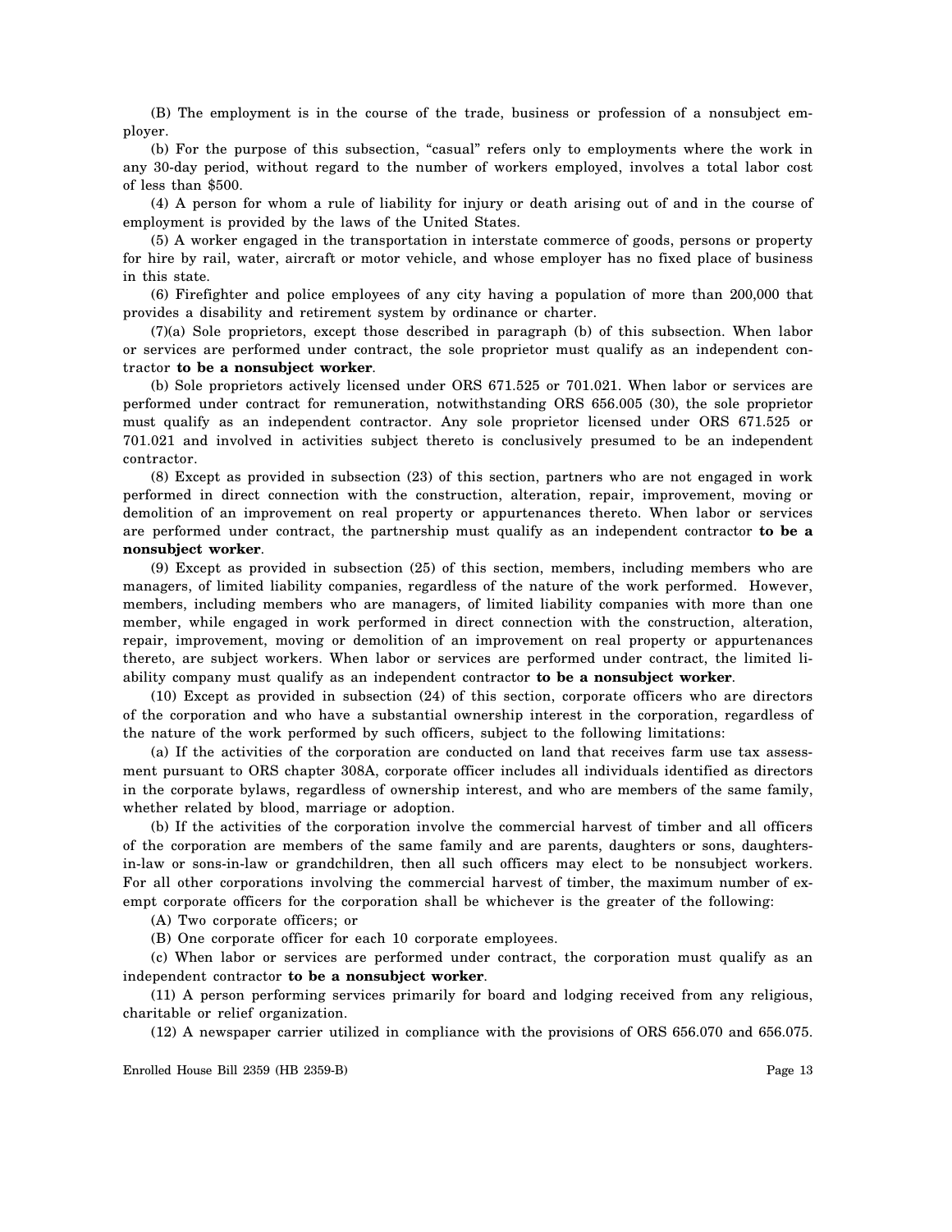(B) The employment is in the course of the trade, business or profession of a nonsubject employer.

(b) For the purpose of this subsection, "casual" refers only to employments where the work in any 30-day period, without regard to the number of workers employed, involves a total labor cost of less than $500.

(4) A person for whom a rule of liability for injury or death arising out of and in the course of employment is provided by the laws of the United States.

(5) A worker engaged in the transportation in interstate commerce of goods, persons or property for hire by rail, water, aircraft or motor vehicle, and whose employer has no fixed place of business in this state.

(6) Firefighter and police employees of any city having a population of more than 200,000 that provides a disability and retirement system by ordinance or charter.

(7)(a) Sole proprietors, except those described in paragraph (b) of this subsection. When labor or services are performed under contract, the sole proprietor must qualify as an independent contractor **to be a nonsubject worker**.

(b) Sole proprietors actively licensed under ORS 671.525 or 701.021. When labor or services are performed under contract for remuneration, notwithstanding ORS 656.005 (30), the sole proprietor must qualify as an independent contractor. Any sole proprietor licensed under ORS 671.525 or 701.021 and involved in activities subject thereto is conclusively presumed to be an independent contractor.

(8) Except as provided in subsection (23) of this section, partners who are not engaged in work performed in direct connection with the construction, alteration, repair, improvement, moving or demolition of an improvement on real property or appurtenances thereto. When labor or services are performed under contract, the partnership must qualify as an independent contractor **to be a nonsubject worker**.

(9) Except as provided in subsection (25) of this section, members, including members who are managers, of limited liability companies, regardless of the nature of the work performed. However, members, including members who are managers, of limited liability companies with more than one member, while engaged in work performed in direct connection with the construction, alteration, repair, improvement, moving or demolition of an improvement on real property or appurtenances thereto, are subject workers. When labor or services are performed under contract, the limited liability company must qualify as an independent contractor **to be a nonsubject worker**.

(10) Except as provided in subsection (24) of this section, corporate officers who are directors of the corporation and who have a substantial ownership interest in the corporation, regardless of the nature of the work performed by such officers, subject to the following limitations:

(a) If the activities of the corporation are conducted on land that receives farm use tax assessment pursuant to ORS chapter 308A, corporate officer includes all individuals identified as directors in the corporate bylaws, regardless of ownership interest, and who are members of the same family, whether related by blood, marriage or adoption.

(b) If the activities of the corporation involve the commercial harvest of timber and all officers of the corporation are members of the same family and are parents, daughters or sons, daughters-in-law or sons-in-law or grandchildren, then all such officers may elect to be nonsubject workers. For all other corporations involving the commercial harvest of timber, the maximum number of exempt corporate officers for the corporation shall be whichever is the greater of the following:

(A) Two corporate officers; or

(B) One corporate officer for each 10 corporate employees.

(c) When labor or services are performed under contract, the corporation must qualify as an independent contractor **to be a nonsubject worker**.

(11) A person performing services primarily for board and lodging received from any religious, charitable or relief organization.

(12) A newspaper carrier utilized in compliance with the provisions of ORS 656.070 and 656.075.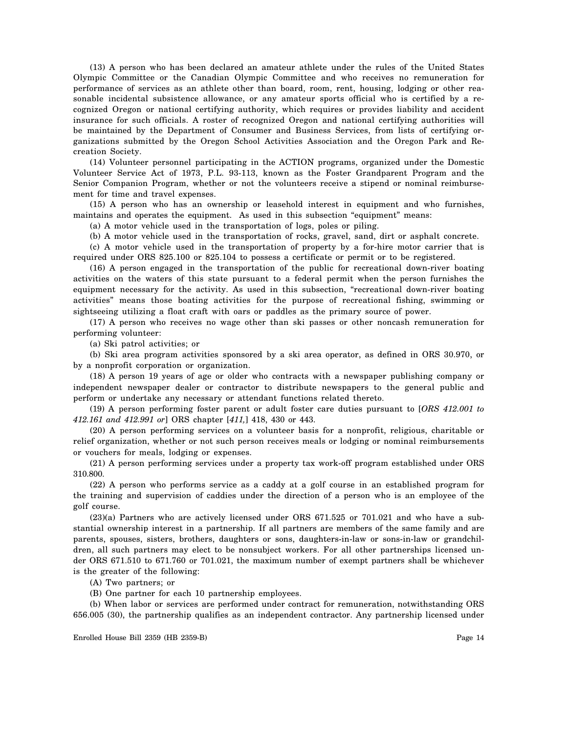(13) A person who has been declared an amateur athlete under the rules of the United States Olympic Committee or the Canadian Olympic Committee and who receives no remuneration for performance of services as an athlete other than board, room, rent, housing, lodging or other reasonable incidental subsistence allowance, or any amateur sports official who is certified by a recognized Oregon or national certifying authority, which requires or provides liability and accident insurance for such officials. A roster of recognized Oregon and national certifying authorities will be maintained by the Department of Consumer and Business Services, from lists of certifying organizations submitted by the Oregon School Activities Association and the Oregon Park and Recreation Society.

(14) Volunteer personnel participating in the ACTION programs, organized under the Domestic Volunteer Service Act of 1973, P.L. 93-113, known as the Foster Grandparent Program and the Senior Companion Program, whether or not the volunteers receive a stipend or nominal reimbursement for time and travel expenses.

(15) A person who has an ownership or leasehold interest in equipment and who furnishes, maintains and operates the equipment. As used in this subsection "equipment" means:

(a) A motor vehicle used in the transportation of logs, poles or piling.

(b) A motor vehicle used in the transportation of rocks, gravel, sand, dirt or asphalt concrete.

(c) A motor vehicle used in the transportation of property by a for-hire motor carrier that is required under ORS 825.100 or 825.104 to possess a certificate or permit or to be registered.

(16) A person engaged in the transportation of the public for recreational down-river boating activities on the waters of this state pursuant to a federal permit when the person furnishes the equipment necessary for the activity. As used in this subsection, "recreational down-river boating activities" means those boating activities for the purpose of recreational fishing, swimming or sightseeing utilizing a float craft with oars or paddles as the primary source of power.

(17) A person who receives no wage other than ski passes or other noncash remuneration for performing volunteer:

(a) Ski patrol activities; or

(b) Ski area program activities sponsored by a ski area operator, as defined in ORS 30.970, or by a nonprofit corporation or organization.

(18) A person 19 years of age or older who contracts with a newspaper publishing company or independent newspaper dealer or contractor to distribute newspapers to the general public and perform or undertake any necessary or attendant functions related thereto.

(19) A person performing foster parent or adult foster care duties pursuant to [*ORS 412.001 to 412.161 and 412.991 or*] ORS chapter [*411,*] 418, 430 or 443.

(20) A person performing services on a volunteer basis for a nonprofit, religious, charitable or relief organization, whether or not such person receives meals or lodging or nominal reimbursements or vouchers for meals, lodging or expenses.

(21) A person performing services under a property tax work-off program established under ORS 310.800.

(22) A person who performs service as a caddy at a golf course in an established program for the training and supervision of caddies under the direction of a person who is an employee of the golf course.

(23)(a) Partners who are actively licensed under ORS 671.525 or 701.021 and who have a substantial ownership interest in a partnership. If all partners are members of the same family and are parents, spouses, sisters, brothers, daughters or sons, daughters-in-law or sons-in-law or grandchildren, all such partners may elect to be nonsubject workers. For all other partnerships licensed under ORS 671.510 to 671.760 or 701.021, the maximum number of exempt partners shall be whichever is the greater of the following:

(A) Two partners; or

(B) One partner for each 10 partnership employees.

(b) When labor or services are performed under contract for remuneration, notwithstanding ORS 656.005 (30), the partnership qualifies as an independent contractor. Any partnership licensed under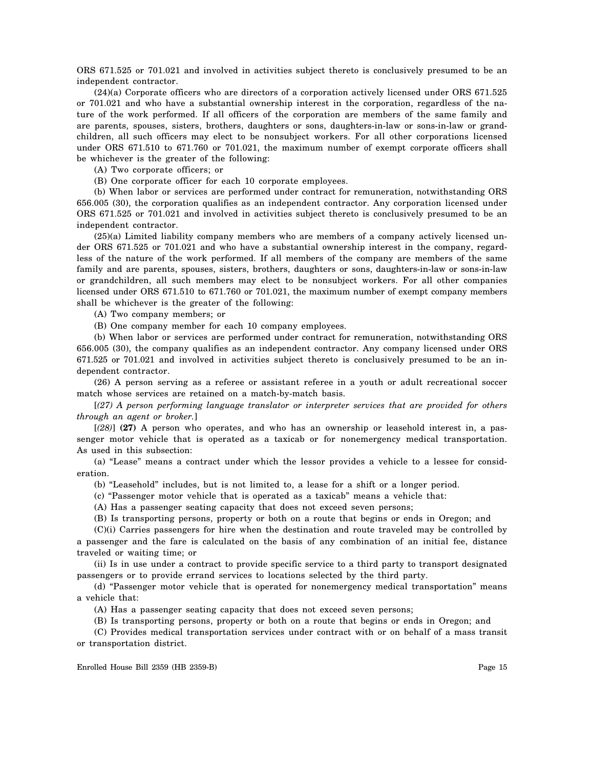ORS 671.525 or 701.021 and involved in activities subject thereto is conclusively presumed to be an independent contractor.

(24)(a) Corporate officers who are directors of a corporation actively licensed under ORS 671.525 or 701.021 and who have a substantial ownership interest in the corporation, regardless of the nature of the work performed. If all officers of the corporation are members of the same family and are parents, spouses, sisters, brothers, daughters or sons, daughters-in-law or sons-in-law or grandchildren, all such officers may elect to be nonsubject workers. For all other corporations licensed under ORS 671.510 to 671.760 or 701.021, the maximum number of exempt corporate officers shall be whichever is the greater of the following:

(A) Two corporate officers; or

(B) One corporate officer for each 10 corporate employees.

(b) When labor or services are performed under contract for remuneration, notwithstanding ORS 656.005 (30), the corporation qualifies as an independent contractor. Any corporation licensed under ORS 671.525 or 701.021 and involved in activities subject thereto is conclusively presumed to be an independent contractor.

(25)(a) Limited liability company members who are members of a company actively licensed under ORS 671.525 or 701.021 and who have a substantial ownership interest in the company, regardless of the nature of the work performed. If all members of the company are members of the same family and are parents, spouses, sisters, brothers, daughters or sons, daughters-in-law or sons-in-law or grandchildren, all such members may elect to be nonsubject workers. For all other companies licensed under ORS 671.510 to 671.760 or 701.021, the maximum number of exempt company members shall be whichever is the greater of the following:

(A) Two company members; or

(B) One company member for each 10 company employees.

(b) When labor or services are performed under contract for remuneration, notwithstanding ORS 656.005 (30), the company qualifies as an independent contractor. Any company licensed under ORS 671.525 or 701.021 and involved in activities subject thereto is conclusively presumed to be an independent contractor.

(26) A person serving as a referee or assistant referee in a youth or adult recreational soccer match whose services are retained on a match-by-match basis.

[*(27) A person performing language translator or interpreter services that are provided for others through an agent or broker.*]

[*(28)*] **(27)** A person who operates, and who has an ownership or leasehold interest in, a passenger motor vehicle that is operated as a taxicab or for nonemergency medical transportation. As used in this subsection:

(a) "Lease" means a contract under which the lessor provides a vehicle to a lessee for consideration.

(b) "Leasehold" includes, but is not limited to, a lease for a shift or a longer period.

(c) "Passenger motor vehicle that is operated as a taxicab" means a vehicle that:

(A) Has a passenger seating capacity that does not exceed seven persons;

(B) Is transporting persons, property or both on a route that begins or ends in Oregon; and

(C)(i) Carries passengers for hire when the destination and route traveled may be controlled by a passenger and the fare is calculated on the basis of any combination of an initial fee, distance traveled or waiting time; or

(ii) Is in use under a contract to provide specific service to a third party to transport designated passengers or to provide errand services to locations selected by the third party.

(d) "Passenger motor vehicle that is operated for nonemergency medical transportation" means a vehicle that:

(A) Has a passenger seating capacity that does not exceed seven persons;

(B) Is transporting persons, property or both on a route that begins or ends in Oregon; and

(C) Provides medical transportation services under contract with or on behalf of a mass transit or transportation district.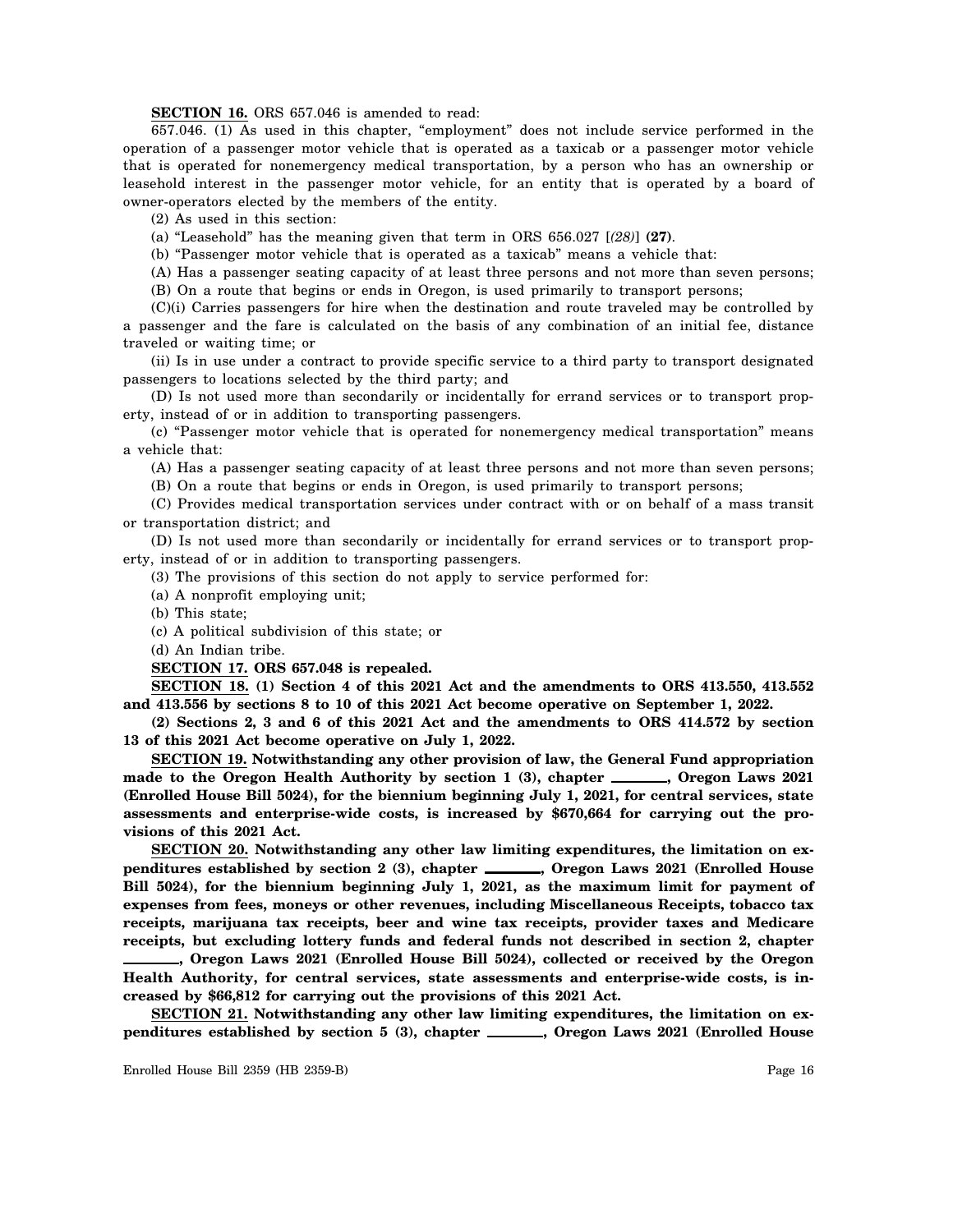**SECTION 16.** ORS 657.046 is amended to read:

657.046. (1) As used in this chapter, "employment" does not include service performed in the operation of a passenger motor vehicle that is operated as a taxicab or a passenger motor vehicle that is operated for nonemergency medical transportation, by a person who has an ownership or leasehold interest in the passenger motor vehicle, for an entity that is operated by a board of owner-operators elected by the members of the entity.

(2) As used in this section:

(a) "Leasehold" has the meaning given that term in ORS 656.027 [*(28)*] **(27)**.

(b) "Passenger motor vehicle that is operated as a taxicab" means a vehicle that:

(A) Has a passenger seating capacity of at least three persons and not more than seven persons;

(B) On a route that begins or ends in Oregon, is used primarily to transport persons;

(C)(i) Carries passengers for hire when the destination and route traveled may be controlled by a passenger and the fare is calculated on the basis of any combination of an initial fee, distance traveled or waiting time; or

(ii) Is in use under a contract to provide specific service to a third party to transport designated passengers to locations selected by the third party; and

(D) Is not used more than secondarily or incidentally for errand services or to transport property, instead of or in addition to transporting passengers.

(c) "Passenger motor vehicle that is operated for nonemergency medical transportation" means a vehicle that:

(A) Has a passenger seating capacity of at least three persons and not more than seven persons;

(B) On a route that begins or ends in Oregon, is used primarily to transport persons;

(C) Provides medical transportation services under contract with or on behalf of a mass transit or transportation district; and

(D) Is not used more than secondarily or incidentally for errand services or to transport property, instead of or in addition to transporting passengers.

(3) The provisions of this section do not apply to service performed for:

(a) A nonprofit employing unit;

(b) This state;

(c) A political subdivision of this state; or

(d) An Indian tribe.

**SECTION 17. ORS 657.048 is repealed.**

**SECTION 18. (1) Section 4 of this 2021 Act and the amendments to ORS 413.550, 413.552 and 413.556 by sections 8 to 10 of this 2021 Act become operative on September 1, 2022.**

**(2) Sections 2, 3 and 6 of this 2021 Act and the amendments to ORS 414.572 by section 13 of this 2021 Act become operative on July 1, 2022.**

**SECTION 19. Notwithstanding any other provision of law, the General Fund appropriation made to the Oregon Health Authority by section 1 (3), chapter \_\_\_\_\_\_\_, Oregon Laws 2021 (Enrolled House Bill 5024), for the biennium beginning July 1, 2021, for central services, state assessments and enterprise-wide costs, is increased by $670,664 for carrying out the provisions of this 2021 Act.**

**SECTION 20. Notwithstanding any other law limiting expenditures, the limitation on expenditures established by section 2 (3), chapter \_\_\_\_\_\_\_, Oregon Laws 2021 (Enrolled House Bill 5024), for the biennium beginning July 1, 2021, as the maximum limit for payment of expenses from fees, moneys or other revenues, including Miscellaneous Receipts, tobacco tax receipts, marijuana tax receipts, beer and wine tax receipts, provider taxes and Medicare receipts, but excluding lottery funds and federal funds not described in section 2, chapter \_\_\_\_\_\_\_, Oregon Laws 2021 (Enrolled House Bill 5024), collected or received by the Oregon Health Authority, for central services, state assessments and enterprise-wide costs, is increased by $66,812 for carrying out the provisions of this 2021 Act.**

**SECTION 21. Notwithstanding any other law limiting expenditures, the limitation on expenditures established by section 5 (3), chapter \_\_\_\_\_\_\_, Oregon Laws 2021 (Enrolled House**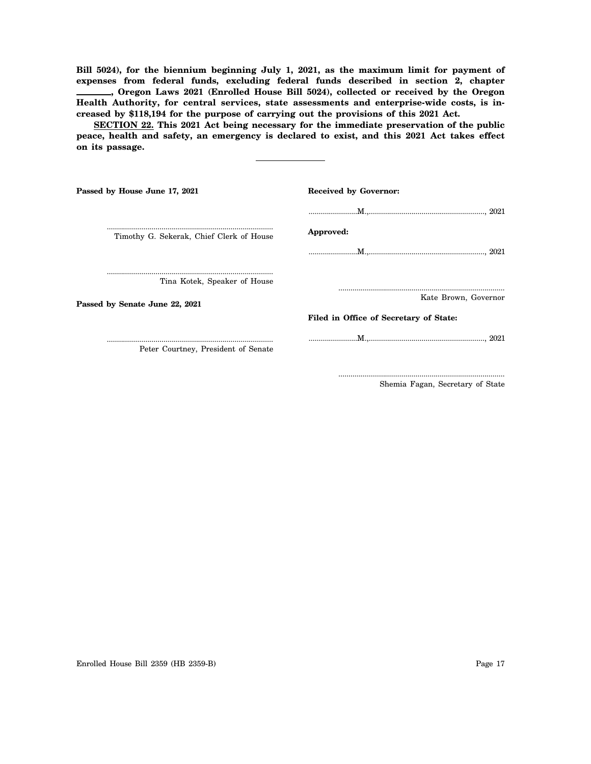**Bill 5024), for the biennium beginning July 1, 2021, as the maximum limit for payment of expenses from federal funds, excluding federal funds described in section 2, chapter \_\_\_\_\_\_\_, Oregon Laws 2021 (Enrolled House Bill 5024), collected or received by the Oregon Health Authority, for central services, state assessments and enterprise-wide costs, is increased by $118,194 for the purpose of carrying out the provisions of this 2021 Act.**

**SECTION 22. This 2021 Act being necessary for the immediate preservation of the public peace, health and safety, an emergency is declared to exist, and this 2021 Act takes effect on its passage.**

---

**Passed by House June 17, 2021**

..................................................................................
Timothy G. Sekerak, Chief Clerk of House

..................................................................................
Tina Kotek, Speaker of House

**Passed by Senate June 22, 2021**

..................................................................................
Peter Courtney, President of Senate

**Received by Governor:**

........................M.,........................................................., 2021

**Approved:**

........................M.,........................................................., 2021

..................................................................................
Kate Brown, Governor

**Filed in Office of Secretary of State:**

........................M.,........................................................., 2021

..................................................................................
Shemia Fagan, Secretary of State